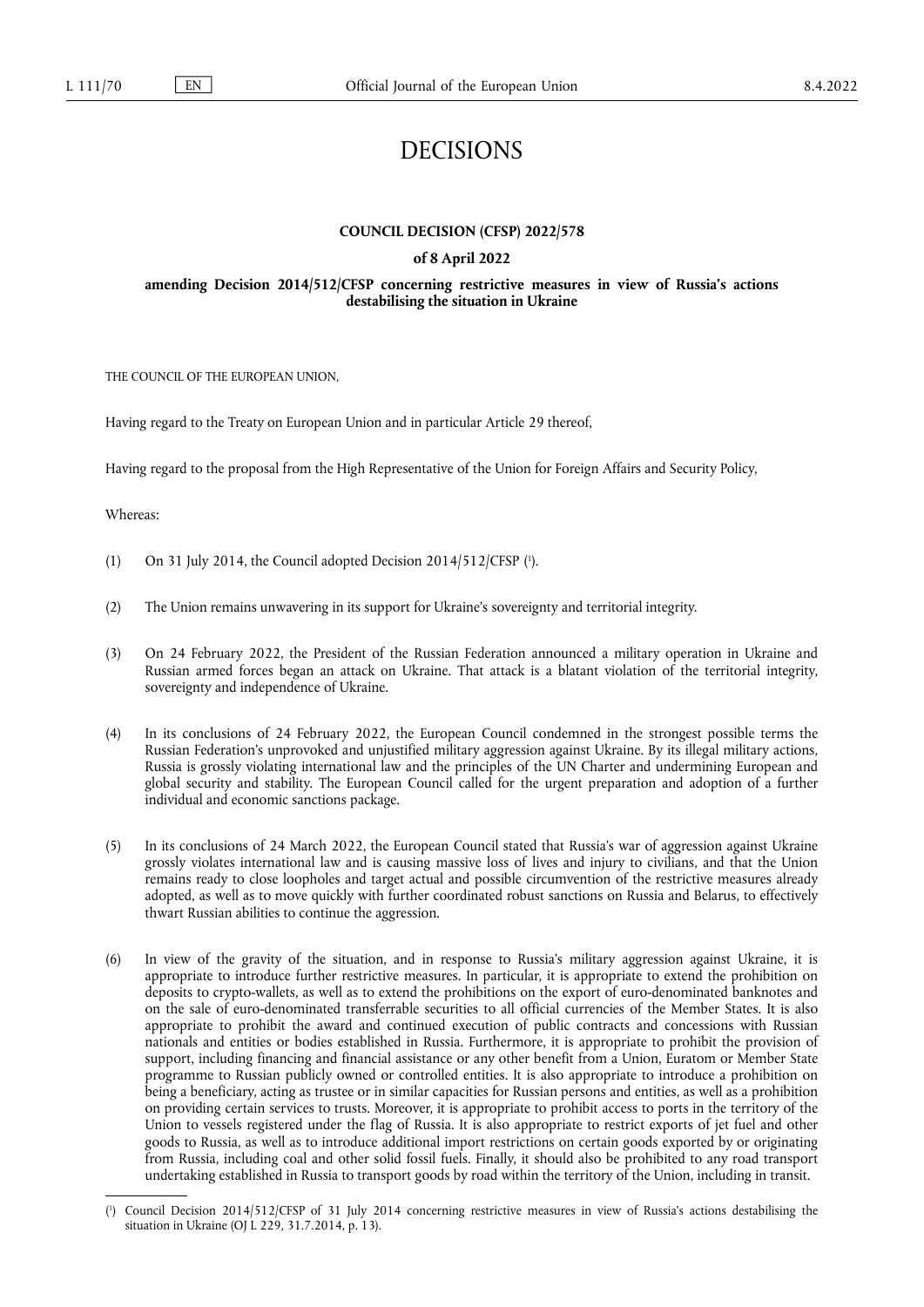# DECISIONS

## COUNCIL DECISION (CFSP) 2022/578

### of 8 April 2022

### amending Decision 2014/512/CFSP concerning restrictive measures in view of Russia's actions destabilising the situation in Ukraine

THE COUNCIL OF THE EUROPEAN UNION,

Having regard to the Treaty on European Union and in particular Article 29 thereof,

Having regard to the proposal from the High Representative of the Union for Foreign Affairs and Security Policy,

Whereas:

(1) On 31 July 2014, the Council adopted Decision 2014/512/CFSP [1].

(2) The Union remains unwavering in its support for Ukraine's sovereignty and territorial integrity.

(3) On 24 February 2022, the President of the Russian Federation announced a military operation in Ukraine and Russian armed forces began an attack on Ukraine. That attack is a blatant violation of the territorial integrity, sovereignty and independence of Ukraine.

(4) In its conclusions of 24 February 2022, the European Council condemned in the strongest possible terms the Russian Federation's unprovoked and unjustified military aggression against Ukraine. By its illegal military actions, Russia is grossly violating international law and the principles of the UN Charter and undermining European and global security and stability. The European Council called for the urgent preparation and adoption of a further individual and economic sanctions package.

(5) In its conclusions of 24 March 2022, the European Council stated that Russia's war of aggression against Ukraine grossly violates international law and is causing massive loss of lives and injury to civilians, and that the Union remains ready to close loopholes and target actual and possible circumvention of the restrictive measures already adopted, as well as to move quickly with further coordinated robust sanctions on Russia and Belarus, to effectively thwart Russian abilities to continue the aggression.

(6) In view of the gravity of the situation, and in response to Russia's military aggression against Ukraine, it is appropriate to introduce further restrictive measures. In particular, it is appropriate to extend the prohibition on deposits to crypto-wallets, as well as to extend the prohibitions on the export of euro-denominated banknotes and on the sale of euro-denominated transferrable securities to all official currencies of the Member States. It is also appropriate to prohibit the award and continued execution of public contracts and concessions with Russian nationals and entities or bodies established in Russia. Furthermore, it is appropriate to prohibit the provision of support, including financing and financial assistance or any other benefit from a Union, Euratom or Member State programme to Russian publicly owned or controlled entities. It is also appropriate to introduce a prohibition on being a beneficiary, acting as trustee or in similar capacities for Russian persons and entities, as well as a prohibition on providing certain services to trusts. Moreover, it is appropriate to prohibit access to ports in the territory of the Union to vessels registered under the flag of Russia. It is also appropriate to restrict exports of jet fuel and other goods to Russia, as well as to introduce additional import restrictions on certain goods exported by or originating from Russia, including coal and other solid fossil fuels. Finally, it should also be prohibited to any road transport undertaking established in Russia to transport goods by road within the territory of the Union, including in transit.

---

[1] Council Decision 2014/512/CFSP of 31 July 2014 concerning restrictive measures in view of Russia's actions destabilising the situation in Ukraine (OJ L 229, 31.7.2014, p. 13).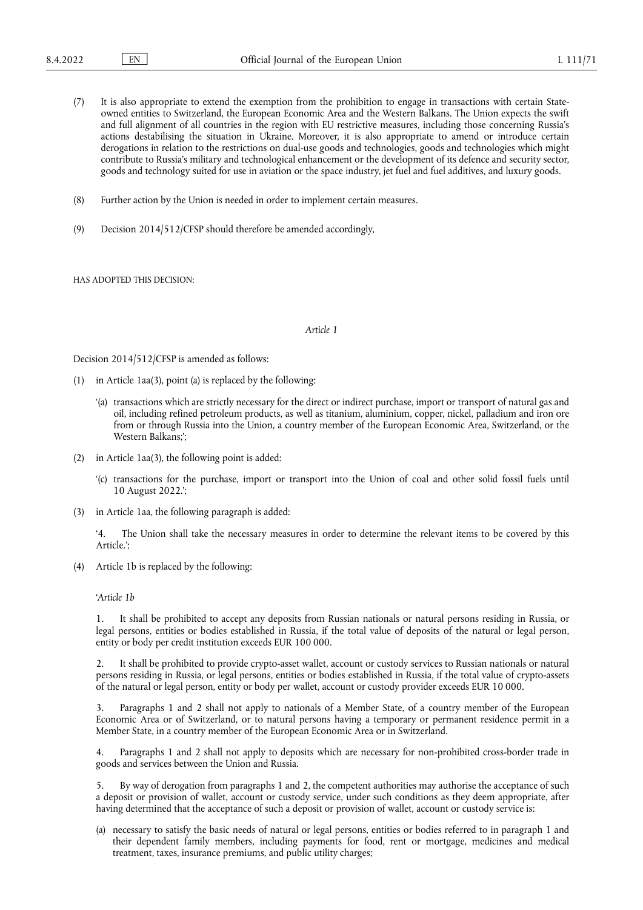(7) It is also appropriate to extend the exemption from the prohibition to engage in transactions with certain State-owned entities to Switzerland, the European Economic Area and the Western Balkans. The Union expects the swift and full alignment of all countries in the region with EU restrictive measures, including those concerning Russia's actions destabilising the situation in Ukraine. Moreover, it is also appropriate to amend or introduce certain derogations in relation to the restrictions on dual-use goods and technologies, goods and technologies which might contribute to Russia's military and technological enhancement or the development of its defence and security sector, goods and technology suited for use in aviation or the space industry, jet fuel and fuel additives, and luxury goods.

(8) Further action by the Union is needed in order to implement certain measures.

(9) Decision 2014/512/CFSP should therefore be amended accordingly,

HAS ADOPTED THIS DECISION:

*Article 1*

Decision 2014/512/CFSP is amended as follows:

(1) in Article 1aa(3), point (a) is replaced by the following:

'(a) transactions which are strictly necessary for the direct or indirect purchase, import or transport of natural gas and oil, including refined petroleum products, as well as titanium, aluminium, copper, nickel, palladium and iron ore from or through Russia into the Union, a country member of the European Economic Area, Switzerland, or the Western Balkans;';

(2) in Article 1aa(3), the following point is added:

'(c) transactions for the purchase, import or transport into the Union of coal and other solid fossil fuels until 10 August 2022.';

(3) in Article 1aa, the following paragraph is added:

'4. The Union shall take the necessary measures in order to determine the relevant items to be covered by this Article.';

(4) Article 1b is replaced by the following:

'*Article 1b*

1. It shall be prohibited to accept any deposits from Russian nationals or natural persons residing in Russia, or legal persons, entities or bodies established in Russia, if the total value of deposits of the natural or legal person, entity or body per credit institution exceeds EUR 100 000.

2. It shall be prohibited to provide crypto-asset wallet, account or custody services to Russian nationals or natural persons residing in Russia, or legal persons, entities or bodies established in Russia, if the total value of crypto-assets of the natural or legal person, entity or body per wallet, account or custody provider exceeds EUR 10 000.

3. Paragraphs 1 and 2 shall not apply to nationals of a Member State, of a country member of the European Economic Area or of Switzerland, or to natural persons having a temporary or permanent residence permit in a Member State, in a country member of the European Economic Area or in Switzerland.

4. Paragraphs 1 and 2 shall not apply to deposits which are necessary for non-prohibited cross-border trade in goods and services between the Union and Russia.

5. By way of derogation from paragraphs 1 and 2, the competent authorities may authorise the acceptance of such a deposit or provision of wallet, account or custody service, under such conditions as they deem appropriate, after having determined that the acceptance of such a deposit or provision of wallet, account or custody service is:

(a) necessary to satisfy the basic needs of natural or legal persons, entities or bodies referred to in paragraph 1 and their dependent family members, including payments for food, rent or mortgage, medicines and medical treatment, taxes, insurance premiums, and public utility charges;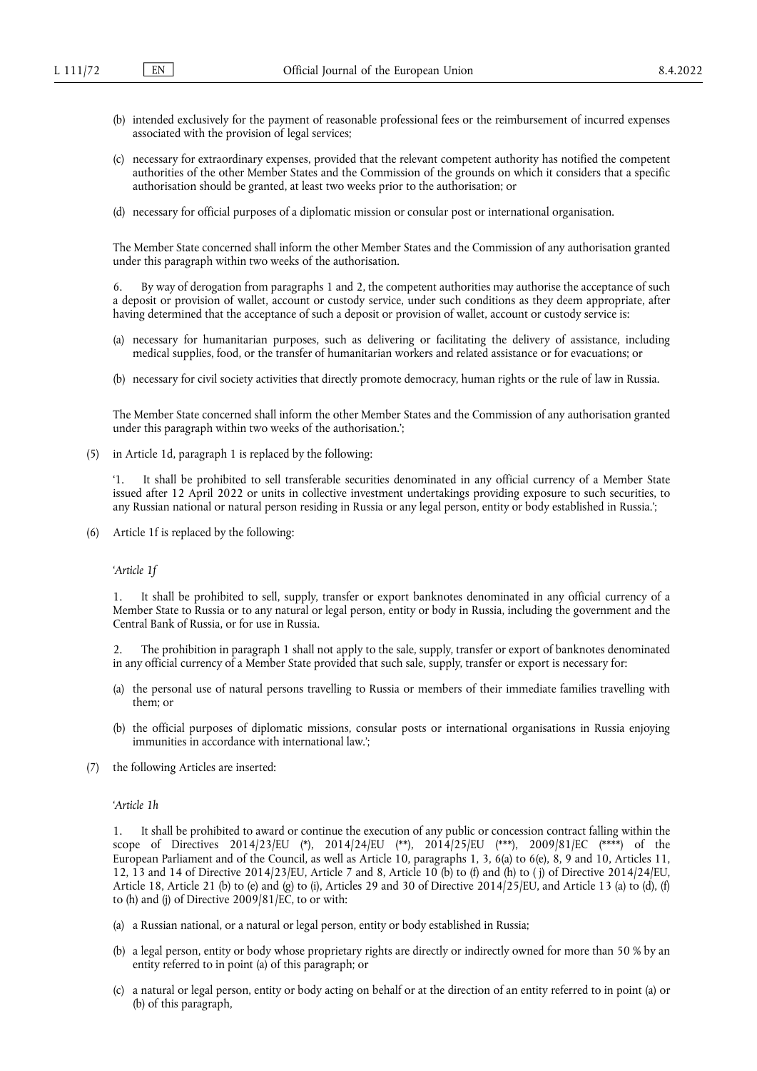(b) intended exclusively for the payment of reasonable professional fees or the reimbursement of incurred expenses associated with the provision of legal services;

(c) necessary for extraordinary expenses, provided that the relevant competent authority has notified the competent authorities of the other Member States and the Commission of the grounds on which it considers that a specific authorisation should be granted, at least two weeks prior to the authorisation; or

(d) necessary for official purposes of a diplomatic mission or consular post or international organisation.

The Member State concerned shall inform the other Member States and the Commission of any authorisation granted under this paragraph within two weeks of the authorisation.

6. By way of derogation from paragraphs 1 and 2, the competent authorities may authorise the acceptance of such a deposit or provision of wallet, account or custody service, under such conditions as they deem appropriate, after having determined that the acceptance of such a deposit or provision of wallet, account or custody service is:

(a) necessary for humanitarian purposes, such as delivering or facilitating the delivery of assistance, including medical supplies, food, or the transfer of humanitarian workers and related assistance or for evacuations; or

(b) necessary for civil society activities that directly promote democracy, human rights or the rule of law in Russia.

The Member State concerned shall inform the other Member States and the Commission of any authorisation granted under this paragraph within two weeks of the authorisation.';

(5) in Article 1d, paragraph 1 is replaced by the following:

'1. It shall be prohibited to sell transferable securities denominated in any official currency of a Member State issued after 12 April 2022 or units in collective investment undertakings providing exposure to such securities, to any Russian national or natural person residing in Russia or any legal person, entity or body established in Russia.';

(6) Article 1f is replaced by the following:

'*Article 1f*

1. It shall be prohibited to sell, supply, transfer or export banknotes denominated in any official currency of a Member State to Russia or to any natural or legal person, entity or body in Russia, including the government and the Central Bank of Russia, or for use in Russia.

2. The prohibition in paragraph 1 shall not apply to the sale, supply, transfer or export of banknotes denominated in any official currency of a Member State provided that such sale, supply, transfer or export is necessary for:

(a) the personal use of natural persons travelling to Russia or members of their immediate families travelling with them; or

(b) the official purposes of diplomatic missions, consular posts or international organisations in Russia enjoying immunities in accordance with international law.';

(7) the following Articles are inserted:

'*Article 1h*

1. It shall be prohibited to award or continue the execution of any public or concession contract falling within the scope of Directives 2014/23/EU (*), 2014/24/EU (**), 2014/25/EU (***), 2009/81/EC (****) of the European Parliament and of the Council, as well as Article 10, paragraphs 1, 3, 6(a) to 6(e), 8, 9 and 10, Articles 11, 12, 13 and 14 of Directive 2014/23/EU, Article 7 and 8, Article 10 (b) to (f) and (h) to ( j) of Directive 2014/24/EU, Article 18, Article 21 (b) to (e) and (g) to (i), Articles 29 and 30 of Directive 2014/25/EU, and Article 13 (a) to (d), (f) to (h) and (j) of Directive 2009/81/EC, to or with:

(a) a Russian national, or a natural or legal person, entity or body established in Russia;

(b) a legal person, entity or body whose proprietary rights are directly or indirectly owned for more than 50 % by an entity referred to in point (a) of this paragraph; or

(c) a natural or legal person, entity or body acting on behalf or at the direction of an entity referred to in point (a) or (b) of this paragraph,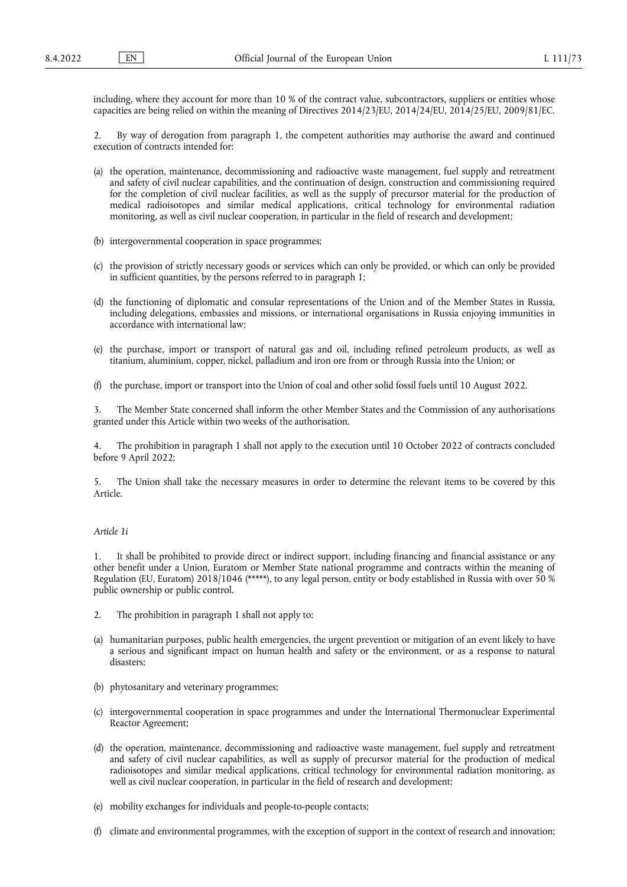including, where they account for more than 10 % of the contract value, subcontractors, suppliers or entities whose capacities are being relied on within the meaning of Directives 2014/23/EU, 2014/24/EU, 2014/25/EU, 2009/81/EC.

2. By way of derogation from paragraph 1, the competent authorities may authorise the award and continued execution of contracts intended for:

(a) the operation, maintenance, decommissioning and radioactive waste management, fuel supply and retreatment and safety of civil nuclear capabilities, and the continuation of design, construction and commissioning required for the completion of civil nuclear facilities, as well as the supply of precursor material for the production of medical radioisotopes and similar medical applications, critical technology for environmental radiation monitoring, as well as civil nuclear cooperation, in particular in the field of research and development;

(b) intergovernmental cooperation in space programmes;

(c) the provision of strictly necessary goods or services which can only be provided, or which can only be provided in sufficient quantities, by the persons referred to in paragraph 1;

(d) the functioning of diplomatic and consular representations of the Union and of the Member States in Russia, including delegations, embassies and missions, or international organisations in Russia enjoying immunities in accordance with international law;

(e) the purchase, import or transport of natural gas and oil, including refined petroleum products, as well as titanium, aluminium, copper, nickel, palladium and iron ore from or through Russia into the Union; or

(f) the purchase, import or transport into the Union of coal and other solid fossil fuels until 10 August 2022.

3. The Member State concerned shall inform the other Member States and the Commission of any authorisations granted under this Article within two weeks of the authorisation.

4. The prohibition in paragraph 1 shall not apply to the execution until 10 October 2022 of contracts concluded before 9 April 2022;

5. The Union shall take the necessary measures in order to determine the relevant items to be covered by this Article.

*Article 1i*

1. It shall be prohibited to provide direct or indirect support, including financing and financial assistance or any other benefit under a Union, Euratom or Member State national programme and contracts within the meaning of Regulation (EU, Euratom) 2018/1046 (*****), to any legal person, entity or body established in Russia with over 50 % public ownership or public control.

2. The prohibition in paragraph 1 shall not apply to:

(a) humanitarian purposes, public health emergencies, the urgent prevention or mitigation of an event likely to have a serious and significant impact on human health and safety or the environment, or as a response to natural disasters;

(b) phytosanitary and veterinary programmes;

(c) intergovernmental cooperation in space programmes and under the International Thermonuclear Experimental Reactor Agreement;

(d) the operation, maintenance, decommissioning and radioactive waste management, fuel supply and retreatment and safety of civil nuclear capabilities, as well as supply of precursor material for the production of medical radioisotopes and similar medical applications, critical technology for environmental radiation monitoring, as well as civil nuclear cooperation, in particular in the field of research and development;

(e) mobility exchanges for individuals and people-to-people contacts;

(f) climate and environmental programmes, with the exception of support in the context of research and innovation;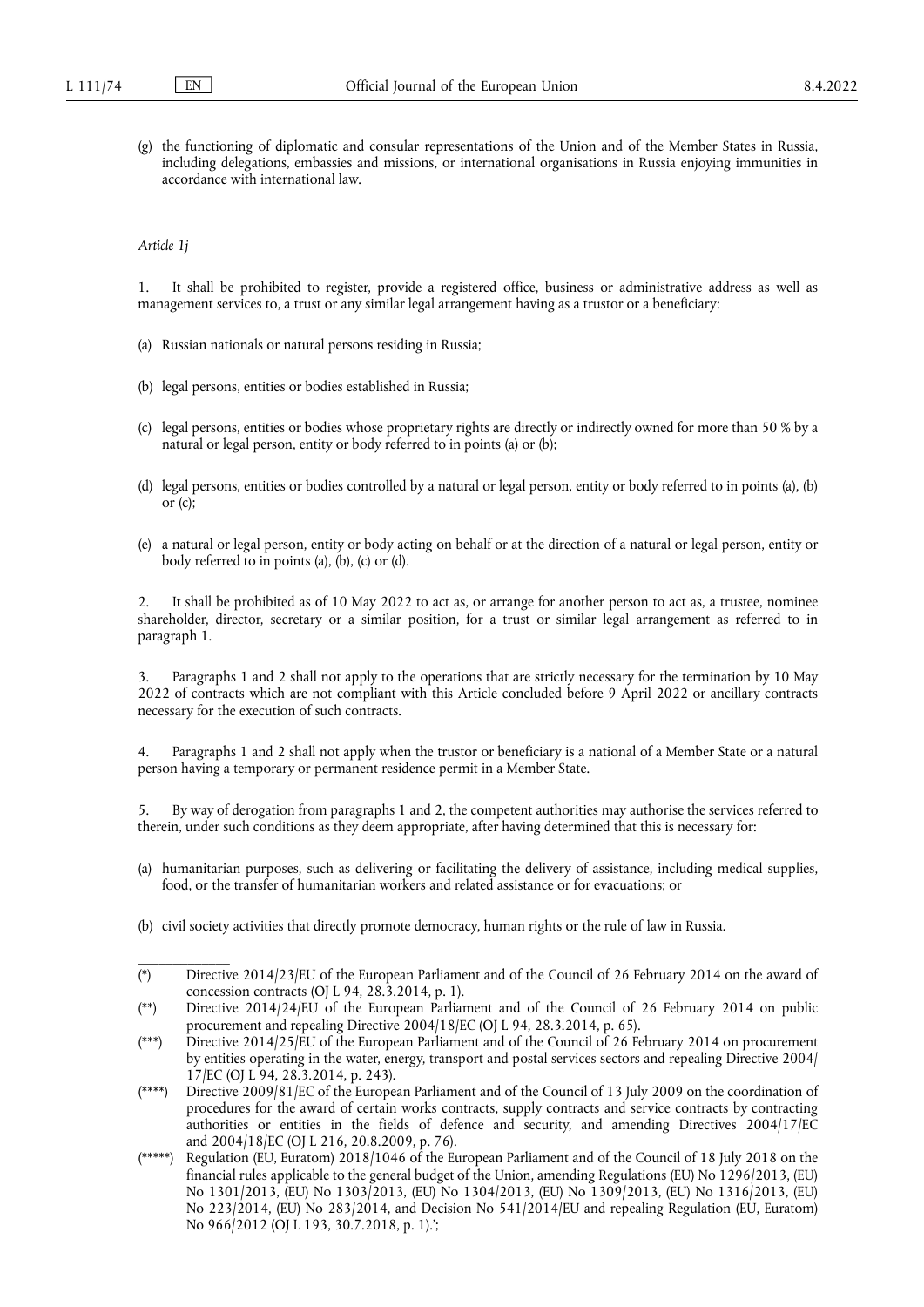(g) the functioning of diplomatic and consular representations of the Union and of the Member States in Russia, including delegations, embassies and missions, or international organisations in Russia enjoying immunities in accordance with international law.

*Article 1j*

1. It shall be prohibited to register, provide a registered office, business or administrative address as well as management services to, a trust or any similar legal arrangement having as a trustor or a beneficiary:

(a) Russian nationals or natural persons residing in Russia;

(b) legal persons, entities or bodies established in Russia;

(c) legal persons, entities or bodies whose proprietary rights are directly or indirectly owned for more than 50 % by a natural or legal person, entity or body referred to in points (a) or (b);

(d) legal persons, entities or bodies controlled by a natural or legal person, entity or body referred to in points (a), (b) or (c);

(e) a natural or legal person, entity or body acting on behalf or at the direction of a natural or legal person, entity or body referred to in points (a), (b), (c) or (d).

2. It shall be prohibited as of 10 May 2022 to act as, or arrange for another person to act as, a trustee, nominee shareholder, director, secretary or a similar position, for a trust or similar legal arrangement as referred to in paragraph 1.

3. Paragraphs 1 and 2 shall not apply to the operations that are strictly necessary for the termination by 10 May 2022 of contracts which are not compliant with this Article concluded before 9 April 2022 or ancillary contracts necessary for the execution of such contracts.

4. Paragraphs 1 and 2 shall not apply when the trustor or beneficiary is a national of a Member State or a natural person having a temporary or permanent residence permit in a Member State.

5. By way of derogation from paragraphs 1 and 2, the competent authorities may authorise the services referred to therein, under such conditions as they deem appropriate, after having determined that this is necessary for:

(a) humanitarian purposes, such as delivering or facilitating the delivery of assistance, including medical supplies, food, or the transfer of humanitarian workers and related assistance or for evacuations; or

(b) civil society activities that directly promote democracy, human rights or the rule of law in Russia.

---

(*) Directive 2014/23/EU of the European Parliament and of the Council of 26 February 2014 on the award of concession contracts (OJ L 94, 28.3.2014, p. 1).

(**) Directive 2014/24/EU of the European Parliament and of the Council of 26 February 2014 on public procurement and repealing Directive 2004/18/EC (OJ L 94, 28.3.2014, p. 65).

(***) Directive 2014/25/EU of the European Parliament and of the Council of 26 February 2014 on procurement by entities operating in the water, energy, transport and postal services sectors and repealing Directive 2004/17/EC (OJ L 94, 28.3.2014, p. 243).

(****) Directive 2009/81/EC of the European Parliament and of the Council of 13 July 2009 on the coordination of procedures for the award of certain works contracts, supply contracts and service contracts by contracting authorities or entities in the fields of defence and security, and amending Directives 2004/17/EC and 2004/18/EC (OJ L 216, 20.8.2009, p. 76).

(*****) Regulation (EU, Euratom) 2018/1046 of the European Parliament and of the Council of 18 July 2018 on the financial rules applicable to the general budget of the Union, amending Regulations (EU) No 1296/2013, (EU) No 1301/2013, (EU) No 1303/2013, (EU) No 1304/2013, (EU) No 1309/2013, (EU) No 1316/2013, (EU) No 223/2014, (EU) No 283/2014, and Decision No 541/2014/EU and repealing Regulation (EU, Euratom) No 966/2012 (OJ L 193, 30.7.2018, p. 1).';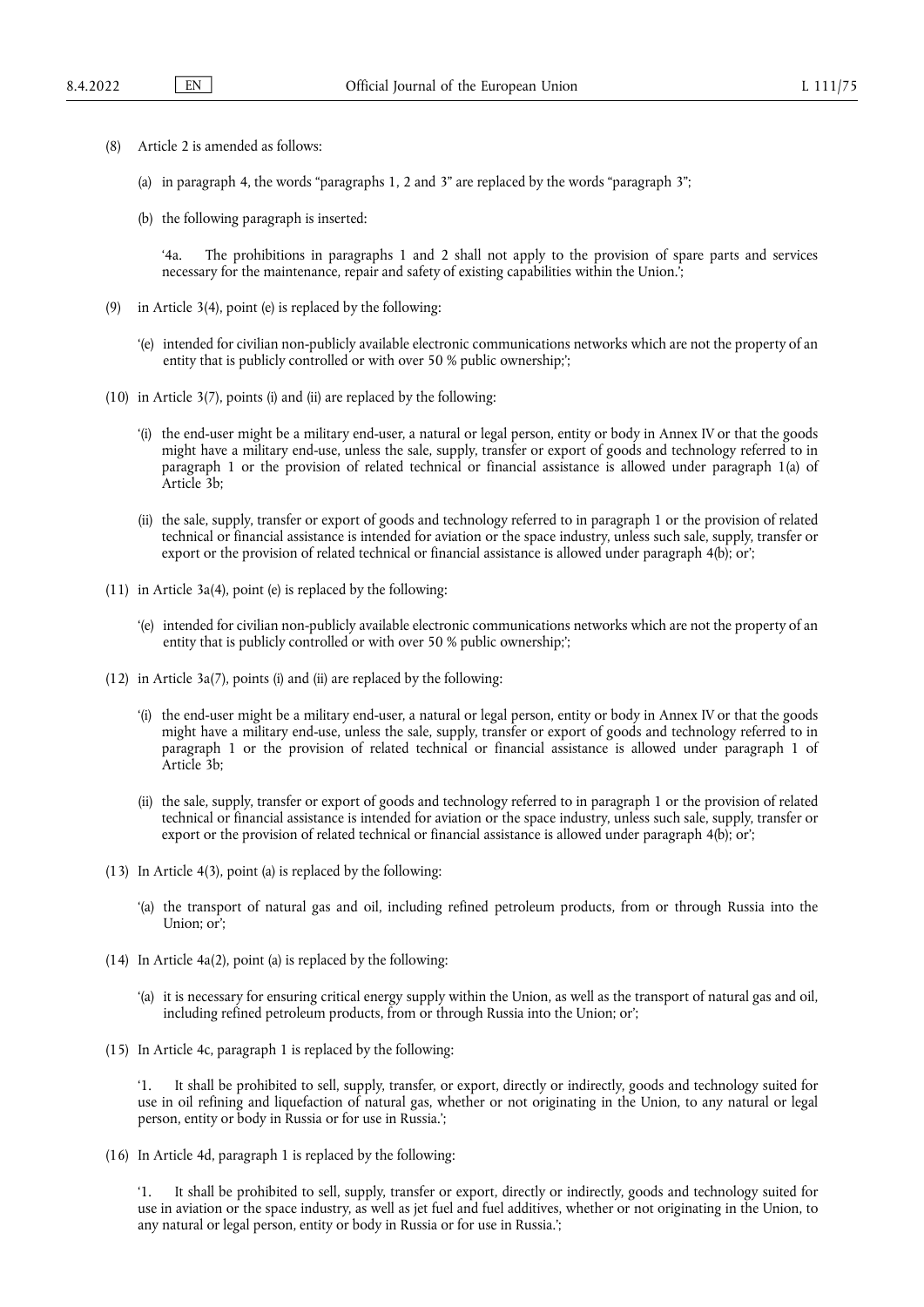(8) Article 2 is amended as follows:

(a) in paragraph 4, the words "paragraphs 1, 2 and 3" are replaced by the words "paragraph 3";

(b) the following paragraph is inserted:

'4a. The prohibitions in paragraphs 1 and 2 shall not apply to the provision of spare parts and services necessary for the maintenance, repair and safety of existing capabilities within the Union.';

(9) in Article 3(4), point (e) is replaced by the following:

'(e) intended for civilian non-publicly available electronic communications networks which are not the property of an entity that is publicly controlled or with over 50 % public ownership;';

(10) in Article 3(7), points (i) and (ii) are replaced by the following:

'(i) the end-user might be a military end-user, a natural or legal person, entity or body in Annex IV or that the goods might have a military end-use, unless the sale, supply, transfer or export of goods and technology referred to in paragraph 1 or the provision of related technical or financial assistance is allowed under paragraph 1(a) of Article 3b;

(ii) the sale, supply, transfer or export of goods and technology referred to in paragraph 1 or the provision of related technical or financial assistance is intended for aviation or the space industry, unless such sale, supply, transfer or export or the provision of related technical or financial assistance is allowed under paragraph 4(b); or';

(11) in Article 3a(4), point (e) is replaced by the following:

'(e) intended for civilian non-publicly available electronic communications networks which are not the property of an entity that is publicly controlled or with over 50 % public ownership;';

(12) in Article 3a(7), points (i) and (ii) are replaced by the following:

'(i) the end-user might be a military end-user, a natural or legal person, entity or body in Annex IV or that the goods might have a military end-use, unless the sale, supply, transfer or export of goods and technology referred to in paragraph 1 or the provision of related technical or financial assistance is allowed under paragraph 1 of Article 3b;

(ii) the sale, supply, transfer or export of goods and technology referred to in paragraph 1 or the provision of related technical or financial assistance is intended for aviation or the space industry, unless such sale, supply, transfer or export or the provision of related technical or financial assistance is allowed under paragraph 4(b); or';

(13) In Article 4(3), point (a) is replaced by the following:

'(a) the transport of natural gas and oil, including refined petroleum products, from or through Russia into the Union; or';

(14) In Article 4a(2), point (a) is replaced by the following:

'(a) it is necessary for ensuring critical energy supply within the Union, as well as the transport of natural gas and oil, including refined petroleum products, from or through Russia into the Union; or';

(15) In Article 4c, paragraph 1 is replaced by the following:

'1. It shall be prohibited to sell, supply, transfer, or export, directly or indirectly, goods and technology suited for use in oil refining and liquefaction of natural gas, whether or not originating in the Union, to any natural or legal person, entity or body in Russia or for use in Russia.';

(16) In Article 4d, paragraph 1 is replaced by the following:

'1. It shall be prohibited to sell, supply, transfer or export, directly or indirectly, goods and technology suited for use in aviation or the space industry, as well as jet fuel and fuel additives, whether or not originating in the Union, to any natural or legal person, entity or body in Russia or for use in Russia.';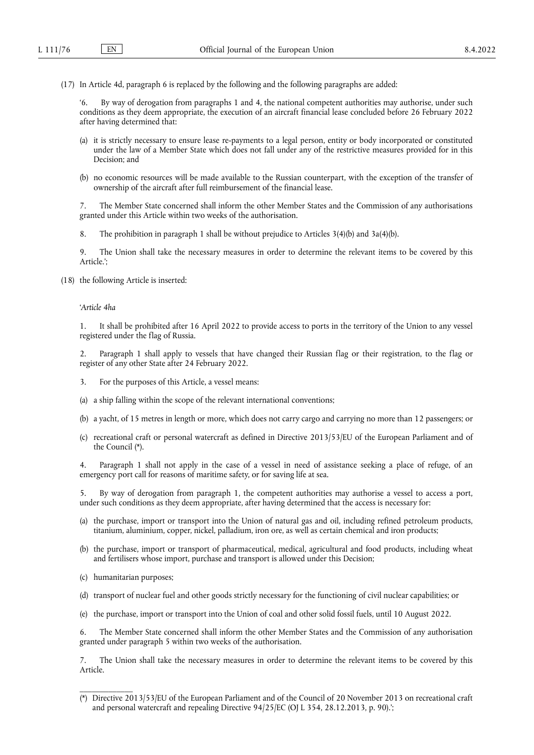(17) In Article 4d, paragraph 6 is replaced by the following and the following paragraphs are added:

‘6. By way of derogation from paragraphs 1 and 4, the national competent authorities may authorise, under such conditions as they deem appropriate, the execution of an aircraft financial lease concluded before 26 February 2022 after having determined that:

(a) it is strictly necessary to ensure lease re-payments to a legal person, entity or body incorporated or constituted under the law of a Member State which does not fall under any of the restrictive measures provided for in this Decision; and

(b) no economic resources will be made available to the Russian counterpart, with the exception of the transfer of ownership of the aircraft after full reimbursement of the financial lease.

7. The Member State concerned shall inform the other Member States and the Commission of any authorisations granted under this Article within two weeks of the authorisation.

8. The prohibition in paragraph 1 shall be without prejudice to Articles 3(4)(b) and 3a(4)(b).

9. The Union shall take the necessary measures in order to determine the relevant items to be covered by this Article.’;

(18) the following Article is inserted:

‘*Article 4ha*

1. It shall be prohibited after 16 April 2022 to provide access to ports in the territory of the Union to any vessel registered under the flag of Russia.

2. Paragraph 1 shall apply to vessels that have changed their Russian flag or their registration, to the flag or register of any other State after 24 February 2022.

3. For the purposes of this Article, a vessel means:

(a) a ship falling within the scope of the relevant international conventions;

(b) a yacht, of 15 metres in length or more, which does not carry cargo and carrying no more than 12 passengers; or

(c) recreational craft or personal watercraft as defined in Directive 2013/53/EU of the European Parliament and of the Council (*).

4. Paragraph 1 shall not apply in the case of a vessel in need of assistance seeking a place of refuge, of an emergency port call for reasons of maritime safety, or for saving life at sea.

5. By way of derogation from paragraph 1, the competent authorities may authorise a vessel to access a port, under such conditions as they deem appropriate, after having determined that the access is necessary for:

(a) the purchase, import or transport into the Union of natural gas and oil, including refined petroleum products, titanium, aluminium, copper, nickel, palladium, iron ore, as well as certain chemical and iron products;

(b) the purchase, import or transport of pharmaceutical, medical, agricultural and food products, including wheat and fertilisers whose import, purchase and transport is allowed under this Decision;

(c) humanitarian purposes;

(d) transport of nuclear fuel and other goods strictly necessary for the functioning of civil nuclear capabilities; or

(e) the purchase, import or transport into the Union of coal and other solid fossil fuels, until 10 August 2022.

6. The Member State concerned shall inform the other Member States and the Commission of any authorisation granted under paragraph 5 within two weeks of the authorisation.

7. The Union shall take the necessary measures in order to determine the relevant items to be covered by this Article.

(*) Directive 2013/53/EU of the European Parliament and of the Council of 20 November 2013 on recreational craft and personal watercraft and repealing Directive 94/25/EC (OJ L 354, 28.12.2013, p. 90).’;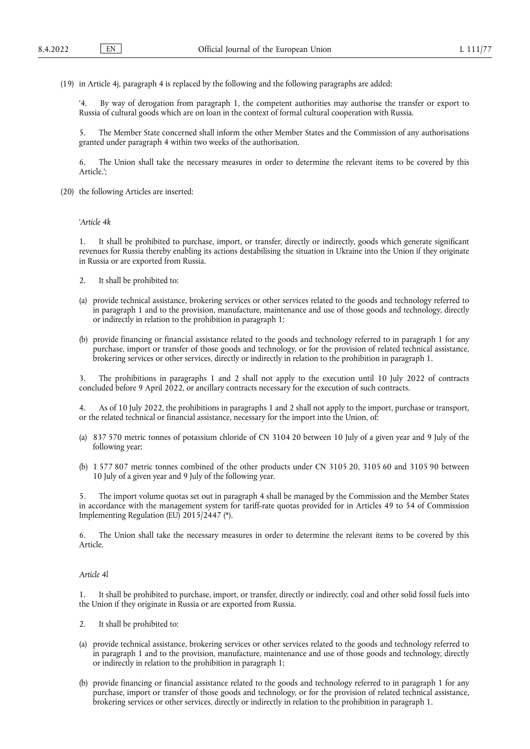(19) in Article 4j, paragraph 4 is replaced by the following and the following paragraphs are added:

'4. By way of derogation from paragraph 1, the competent authorities may authorise the transfer or export to Russia of cultural goods which are on loan in the context of formal cultural cooperation with Russia.

5. The Member State concerned shall inform the other Member States and the Commission of any authorisations granted under paragraph 4 within two weeks of the authorisation.

6. The Union shall take the necessary measures in order to determine the relevant items to be covered by this Article.';

(20) the following Articles are inserted:

'*Article 4k*

1. It shall be prohibited to purchase, import, or transfer, directly or indirectly, goods which generate significant revenues for Russia thereby enabling its actions destabilising the situation in Ukraine into the Union if they originate in Russia or are exported from Russia.

2. It shall be prohibited to:

(a) provide technical assistance, brokering services or other services related to the goods and technology referred to in paragraph 1 and to the provision, manufacture, maintenance and use of those goods and technology, directly or indirectly in relation to the prohibition in paragraph 1;

(b) provide financing or financial assistance related to the goods and technology referred to in paragraph 1 for any purchase, import or transfer of those goods and technology, or for the provision of related technical assistance, brokering services or other services, directly or indirectly in relation to the prohibition in paragraph 1.

3. The prohibitions in paragraphs 1 and 2 shall not apply to the execution until 10 July 2022 of contracts concluded before 9 April 2022, or ancillary contracts necessary for the execution of such contracts.

4. As of 10 July 2022, the prohibitions in paragraphs 1 and 2 shall not apply to the import, purchase or transport, or the related technical or financial assistance, necessary for the import into the Union, of:

(a) 837 570 metric tonnes of potassium chloride of CN 3104 20 between 10 July of a given year and 9 July of the following year;

(b) 1 577 807 metric tonnes combined of the other products under CN 3105 20, 3105 60 and 3105 90 between 10 July of a given year and 9 July of the following year.

5. The import volume quotas set out in paragraph 4 shall be managed by the Commission and the Member States in accordance with the management system for tariff-rate quotas provided for in Articles 49 to 54 of Commission Implementing Regulation (EU) 2015/2447 (*).

6. The Union shall take the necessary measures in order to determine the relevant items to be covered by this Article.

*Article 4l*

1. It shall be prohibited to purchase, import, or transfer, directly or indirectly, coal and other solid fossil fuels into the Union if they originate in Russia or are exported from Russia.

2. It shall be prohibited to:

(a) provide technical assistance, brokering services or other services related to the goods and technology referred to in paragraph 1 and to the provision, manufacture, maintenance and use of those goods and technology, directly or indirectly in relation to the prohibition in paragraph 1;

(b) provide financing or financial assistance related to the goods and technology referred to in paragraph 1 for any purchase, import or transfer of those goods and technology, or for the provision of related technical assistance, brokering services or other services, directly or indirectly in relation to the prohibition in paragraph 1.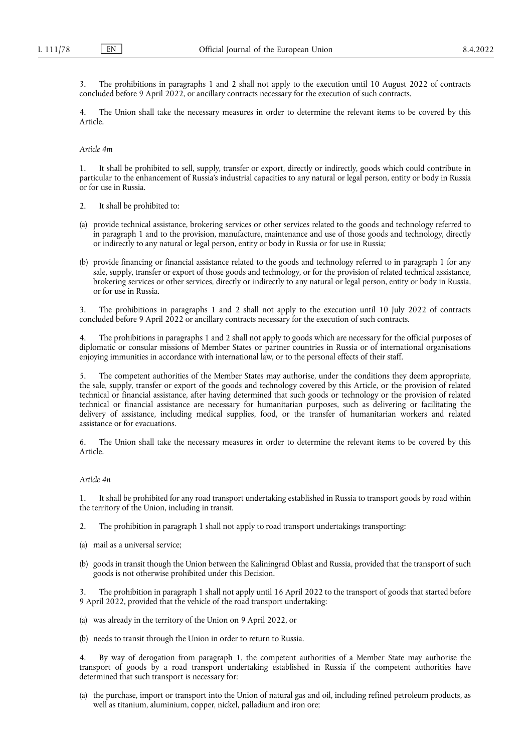3. The prohibitions in paragraphs 1 and 2 shall not apply to the execution until 10 August 2022 of contracts concluded before 9 April 2022, or ancillary contracts necessary for the execution of such contracts.

4. The Union shall take the necessary measures in order to determine the relevant items to be covered by this Article.

*Article 4m*

1. It shall be prohibited to sell, supply, transfer or export, directly or indirectly, goods which could contribute in particular to the enhancement of Russia's industrial capacities to any natural or legal person, entity or body in Russia or for use in Russia.

2. It shall be prohibited to:

(a) provide technical assistance, brokering services or other services related to the goods and technology referred to in paragraph 1 and to the provision, manufacture, maintenance and use of those goods and technology, directly or indirectly to any natural or legal person, entity or body in Russia or for use in Russia;

(b) provide financing or financial assistance related to the goods and technology referred to in paragraph 1 for any sale, supply, transfer or export of those goods and technology, or for the provision of related technical assistance, brokering services or other services, directly or indirectly to any natural or legal person, entity or body in Russia, or for use in Russia.

3. The prohibitions in paragraphs 1 and 2 shall not apply to the execution until 10 July 2022 of contracts concluded before 9 April 2022 or ancillary contracts necessary for the execution of such contracts.

4. The prohibitions in paragraphs 1 and 2 shall not apply to goods which are necessary for the official purposes of diplomatic or consular missions of Member States or partner countries in Russia or of international organisations enjoying immunities in accordance with international law, or to the personal effects of their staff.

5. The competent authorities of the Member States may authorise, under the conditions they deem appropriate, the sale, supply, transfer or export of the goods and technology covered by this Article, or the provision of related technical or financial assistance, after having determined that such goods or technology or the provision of related technical or financial assistance are necessary for humanitarian purposes, such as delivering or facilitating the delivery of assistance, including medical supplies, food, or the transfer of humanitarian workers and related assistance or for evacuations.

6. The Union shall take the necessary measures in order to determine the relevant items to be covered by this Article.

*Article 4n*

1. It shall be prohibited for any road transport undertaking established in Russia to transport goods by road within the territory of the Union, including in transit.

2. The prohibition in paragraph 1 shall not apply to road transport undertakings transporting:

(a) mail as a universal service;

(b) goods in transit though the Union between the Kaliningrad Oblast and Russia, provided that the transport of such goods is not otherwise prohibited under this Decision.

3. The prohibition in paragraph 1 shall not apply until 16 April 2022 to the transport of goods that started before 9 April 2022, provided that the vehicle of the road transport undertaking:

(a) was already in the territory of the Union on 9 April 2022, or

(b) needs to transit through the Union in order to return to Russia.

4. By way of derogation from paragraph 1, the competent authorities of a Member State may authorise the transport of goods by a road transport undertaking established in Russia if the competent authorities have determined that such transport is necessary for:

(a) the purchase, import or transport into the Union of natural gas and oil, including refined petroleum products, as well as titanium, aluminium, copper, nickel, palladium and iron ore;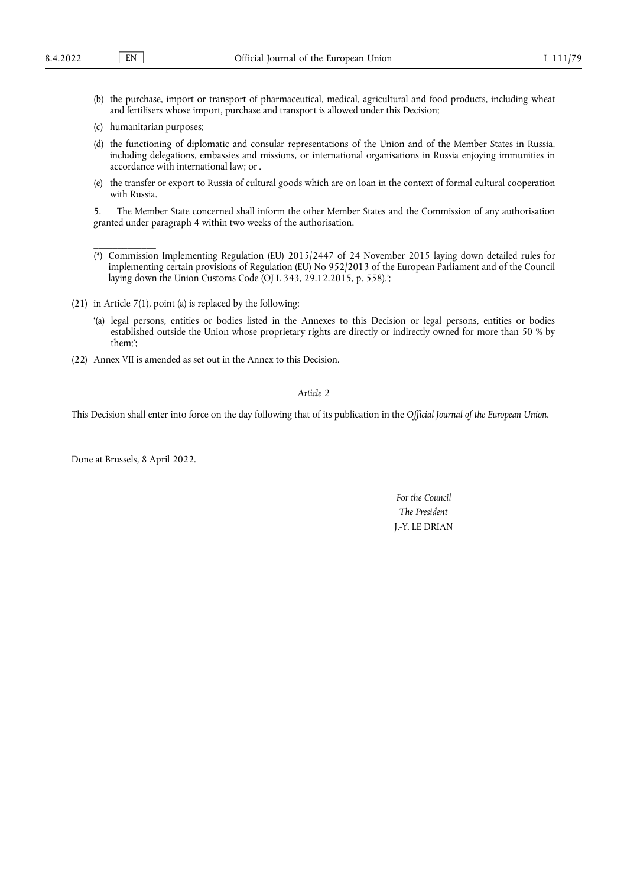(b) the purchase, import or transport of pharmaceutical, medical, agricultural and food products, including wheat and fertilisers whose import, purchase and transport is allowed under this Decision;

(c) humanitarian purposes;

(d) the functioning of diplomatic and consular representations of the Union and of the Member States in Russia, including delegations, embassies and missions, or international organisations in Russia enjoying immunities in accordance with international law; or .

(e) the transfer or export to Russia of cultural goods which are on loan in the context of formal cultural cooperation with Russia.

5. The Member State concerned shall inform the other Member States and the Commission of any authorisation granted under paragraph 4 within two weeks of the authorisation.

---

(*) Commission Implementing Regulation (EU) 2015/2447 of 24 November 2015 laying down detailed rules for implementing certain provisions of Regulation (EU) No 952/2013 of the European Parliament and of the Council laying down the Union Customs Code (OJ L 343, 29.12.2015, p. 558).';

(21) in Article 7(1), point (a) is replaced by the following:

'(a) legal persons, entities or bodies listed in the Annexes to this Decision or legal persons, entities or bodies established outside the Union whose proprietary rights are directly or indirectly owned for more than 50 % by them;';

(22) Annex VII is amended as set out in the Annex to this Decision.

*Article 2*

This Decision shall enter into force on the day following that of its publication in the *Official Journal of the European Union*.

Done at Brussels, 8 April 2022.

*For the Council*

*The President*

J.-Y. LE DRIAN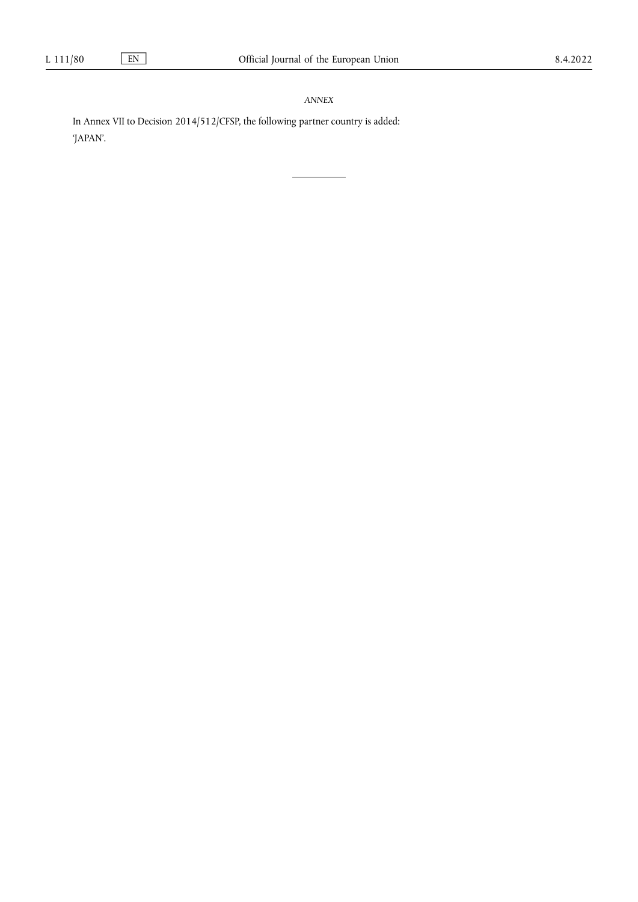*ANNEX*

In Annex VII to Decision 2014/512/CFSP, the following partner country is added:

'JAPAN'.